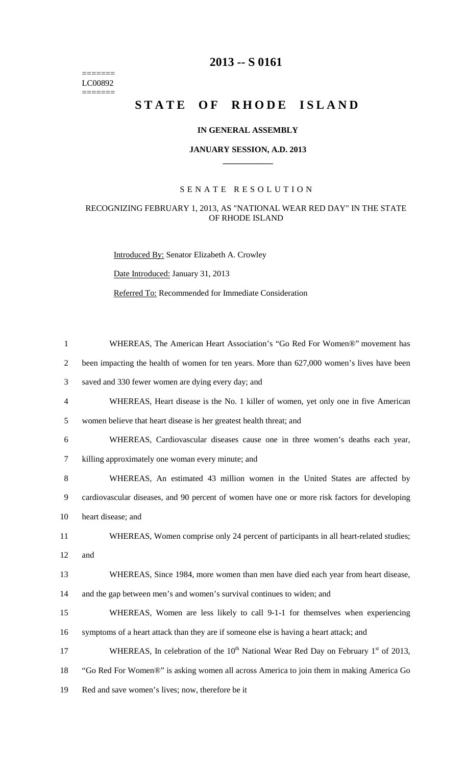=======
LC00892
=======

# 2013 -- S 0161

# STATE OF RHODE ISLAND

**IN GENERAL ASSEMBLY**

**JANUARY SESSION, A.D. 2013**

---

SENATE RESOLUTION

RECOGNIZING FEBRUARY 1, 2013, AS "NATIONAL WEAR RED DAY" IN THE STATE OF RHODE ISLAND

Introduced By: Senator Elizabeth A. Crowley

Date Introduced: January 31, 2013

Referred To: Recommended for Immediate Consideration

WHEREAS, The American Heart Association's "Go Red For Women®" movement has been impacting the health of women for ten years. More than 627,000 women's lives have been saved and 330 fewer women are dying every day; and

WHEREAS, Heart disease is the No. 1 killer of women, yet only one in five American women believe that heart disease is her greatest health threat; and

WHEREAS, Cardiovascular diseases cause one in three women's deaths each year, killing approximately one woman every minute; and

WHEREAS, An estimated 43 million women in the United States are affected by cardiovascular diseases, and 90 percent of women have one or more risk factors for developing heart disease; and

WHEREAS, Women comprise only 24 percent of participants in all heart-related studies; and

WHEREAS, Since 1984, more women than men have died each year from heart disease, and the gap between men's and women's survival continues to widen; and

WHEREAS, Women are less likely to call 9-1-1 for themselves when experiencing symptoms of a heart attack than they are if someone else is having a heart attack; and

WHEREAS, In celebration of the 10th National Wear Red Day on February 1st of 2013, "Go Red For Women®" is asking women all across America to join them in making America Go Red and save women's lives; now, therefore be it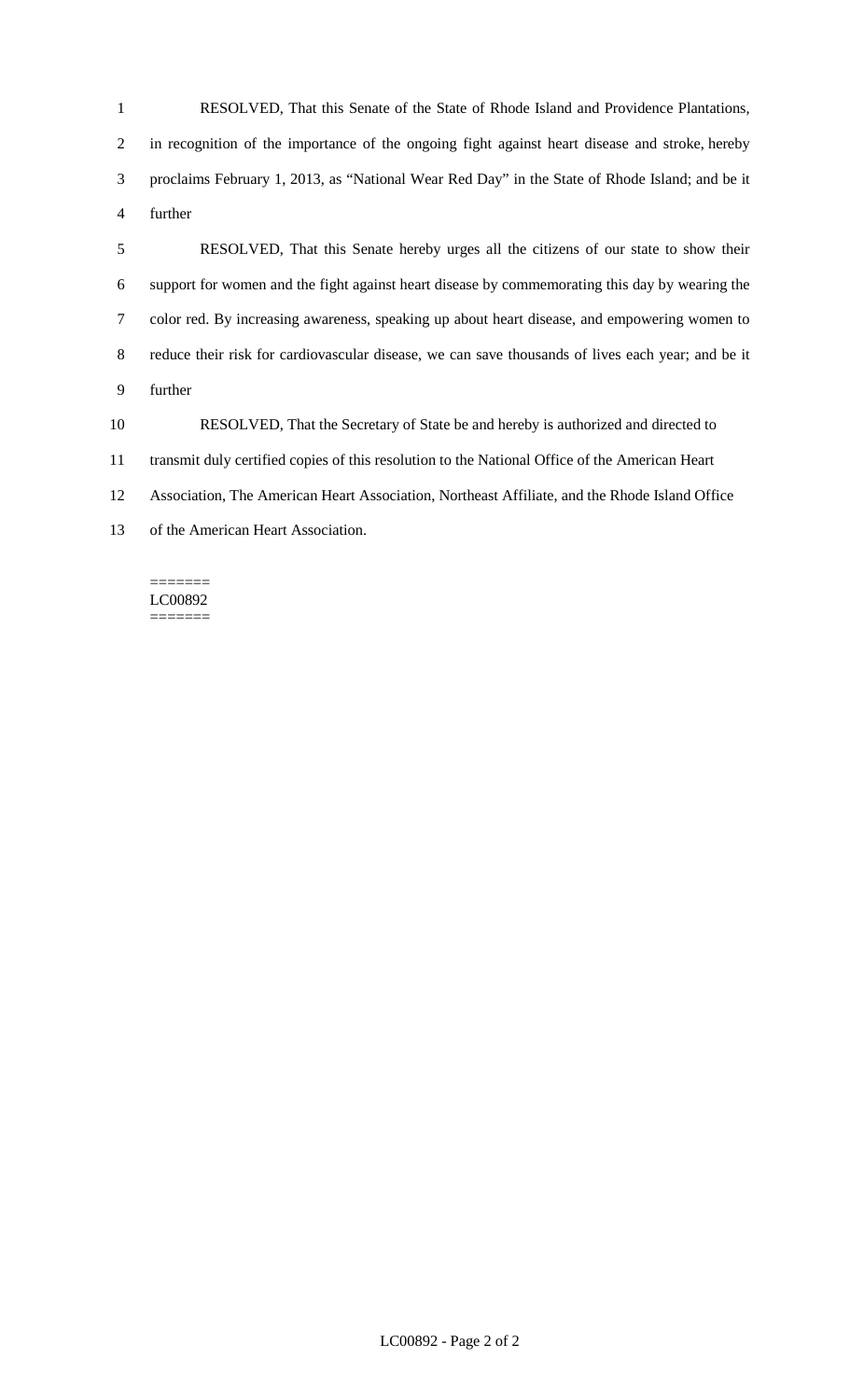RESOLVED, That this Senate of the State of Rhode Island and Providence Plantations, in recognition of the importance of the ongoing fight against heart disease and stroke, hereby proclaims February 1, 2013, as "National Wear Red Day" in the State of Rhode Island; and be it further

RESOLVED, That this Senate hereby urges all the citizens of our state to show their support for women and the fight against heart disease by commemorating this day by wearing the color red. By increasing awareness, speaking up about heart disease, and empowering women to reduce their risk for cardiovascular disease, we can save thousands of lives each year; and be it further

RESOLVED, That the Secretary of State be and hereby is authorized and directed to transmit duly certified copies of this resolution to the National Office of the American Heart Association, The American Heart Association, Northeast Affiliate, and the Rhode Island Office of the American Heart Association.

=======
LC00892
=======